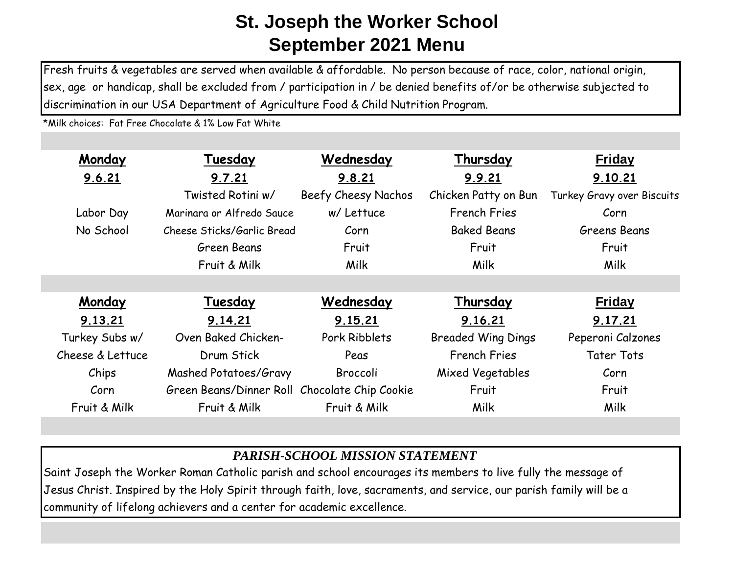# St. Joseph the Worker School
# September 2021 Menu

Fresh fruits & vegetables are served when available & affordable. No person because of race, color, national origin, sex, age or handicap, shall be excluded from / participation in / be denied benefits of/or be otherwise subjected to discrimination in our USA Department of Agriculture Food & Child Nutrition Program.

*Milk choices: Fat Free Chocolate & 1% Low Fat White

| Monday | Tuesday | Wednesday | Thursday | Friday |
|---|---|---|---|---|
| 9.6.21 | 9.7.21 | 9.8.21 | 9.9.21 | 9.10.21 |
| | Twisted Rotini w/ | Beefy Cheesy Nachos | Chicken Patty on Bun | Turkey Gravy over Biscuits |
| Labor Day | Marinara or Alfredo Sauce | w/ Lettuce | French Fries | Corn |
| No School | Cheese Sticks/Garlic Bread | Corn | Baked Beans | Greens Beans |
| | Green Beans | Fruit | Fruit | Fruit |
| | Fruit & Milk | Milk | Milk | Milk |

| Monday | Tuesday | Wednesday | Thursday | Friday |
|---|---|---|---|---|
| 9.13.21 | 9.14.21 | 9.15.21 | 9.16.21 | 9.17.21 |
| Turkey Subs w/ | Oven Baked Chicken- | Pork Ribblets | Breaded Wing Dings | Peperoni Calzones |
| Cheese & Lettuce | Drum Stick | Peas | French Fries | Tater Tots |
| Chips | Mashed Potatoes/Gravy | Broccoli | Mixed Vegetables | Corn |
| Corn | Green Beans/Dinner Roll | Chocolate Chip Cookie | Fruit | Fruit |
| Fruit & Milk | Fruit & Milk | Fruit & Milk | Milk | Milk |

***PARISH-SCHOOL MISSION STATEMENT***

Saint Joseph the Worker Roman Catholic parish and school encourages its members to live fully the message of Jesus Christ. Inspired by the Holy Spirit through faith, love, sacraments, and service, our parish family will be a community of lifelong achievers and a center for academic excellence.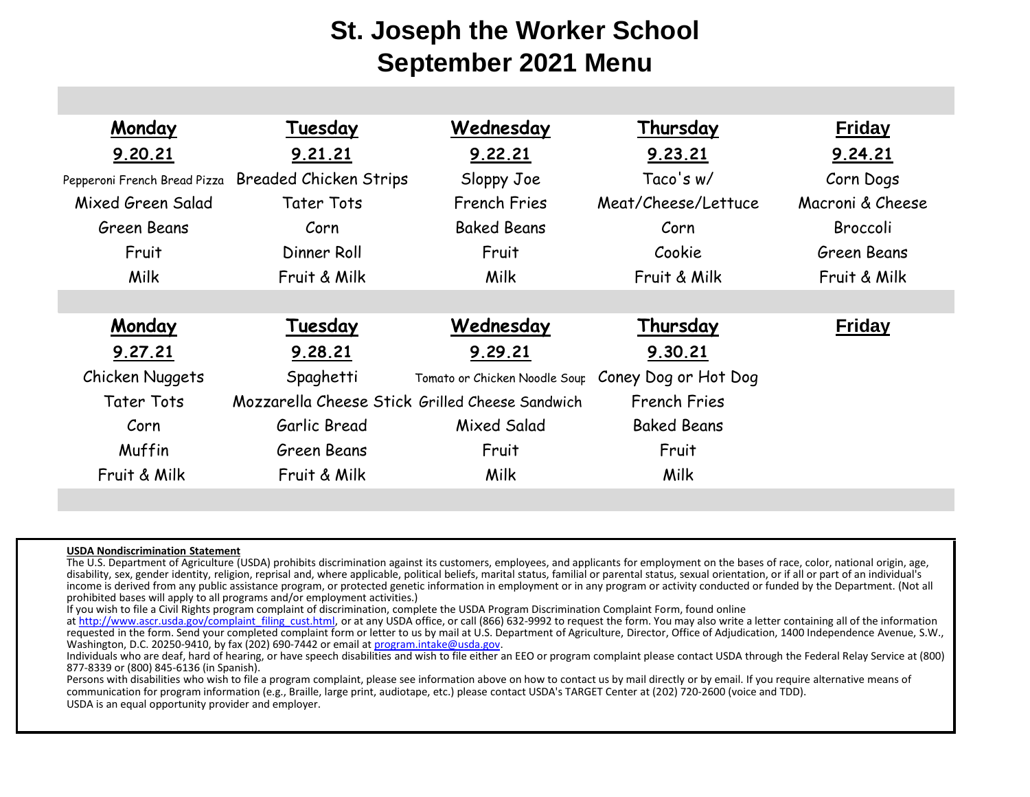# St. Joseph the Worker School
# September 2021 Menu

| Monday | Tuesday | Wednesday | Thursday | Friday |
|---|---|---|---|---|
| 9.20.21 | 9.21.21 | 9.22.21 | 9.23.21 | 9.24.21 |
| Pepperoni French Bread Pizza | Breaded Chicken Strips | Sloppy Joe | Taco's w/ | Corn Dogs |
| Mixed Green Salad | Tater Tots | French Fries | Meat/Cheese/Lettuce | Macroni & Cheese |
| Green Beans | Corn | Baked Beans | Corn | Broccoli |
| Fruit | Dinner Roll | Fruit | Cookie | Green Beans |
| Milk | Fruit & Milk | Milk | Fruit & Milk | Fruit & Milk |

| Monday | Tuesday | Wednesday | Thursday | Friday |
|---|---|---|---|---|
| 9.27.21 | 9.28.21 | 9.29.21 | 9.30.21 | |
| Chicken Nuggets | Spaghetti | Tomato or Chicken Noodle Soup | Coney Dog or Hot Dog | |
| Tater Tots | Mozzarella Cheese Stick | Grilled Cheese Sandwich | French Fries | |
| Corn | Garlic Bread | Mixed Salad | Baked Beans | |
| Muffin | Green Beans | Fruit | Fruit | |
| Fruit & Milk | Fruit & Milk | Milk | Milk | |

**USDA Nondiscrimination Statement**

The U.S. Department of Agriculture (USDA) prohibits discrimination against its customers, employees, and applicants for employment on the bases of race, color, national origin, age, disability, sex, gender identity, religion, reprisal and, where applicable, political beliefs, marital status, familial or parental status, sexual orientation, or if all or part of an individual's income is derived from any public assistance program, or protected genetic information in employment or in any program or activity conducted or funded by the Department. (Not all prohibited bases will apply to all programs and/or employment activities.)

If you wish to file a Civil Rights program complaint of discrimination, complete the USDA Program Discrimination Complaint Form, found online at http://www.ascr.usda.gov/complaint_filing_cust.html, or at any USDA office, or call (866) 632-9992 to request the form. You may also write a letter containing all of the information requested in the form. Send your completed complaint form or letter to us by mail at U.S. Department of Agriculture, Director, Office of Adjudication, 1400 Independence Avenue, S.W., Washington, D.C. 20250-9410, by fax (202) 690-7442 or email at program.intake@usda.gov.

Individuals who are deaf, hard of hearing, or have speech disabilities and wish to file either an EEO or program complaint please contact USDA through the Federal Relay Service at (800) 877-8339 or (800) 845-6136 (in Spanish).

Persons with disabilities who wish to file a program complaint, please see information above on how to contact us by mail directly or by email. If you require alternative means of communication for program information (e.g., Braille, large print, audiotape, etc.) please contact USDA's TARGET Center at (202) 720-2600 (voice and TDD).

USDA is an equal opportunity provider and employer.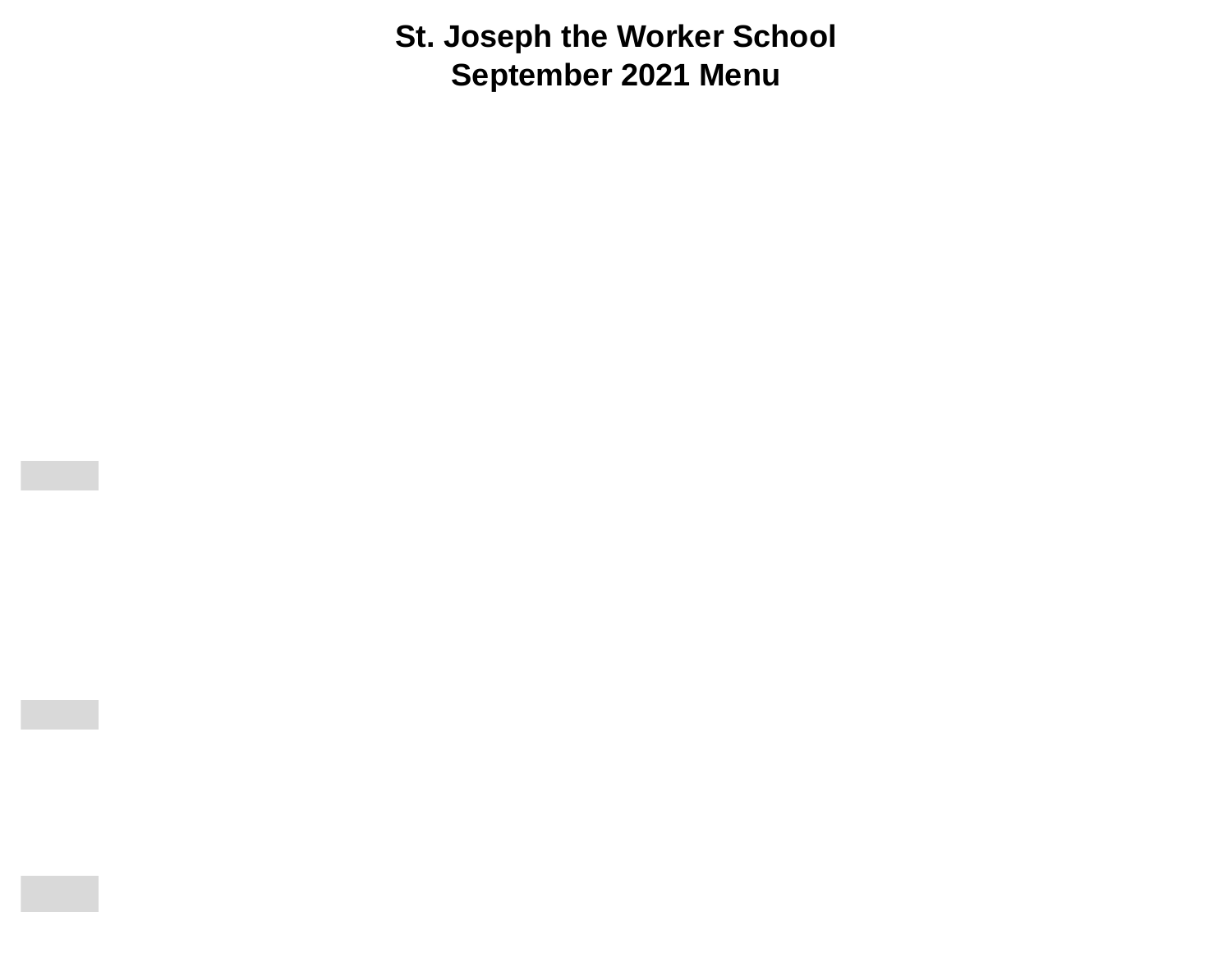# St. Joseph the Worker School
# September 2021 Menu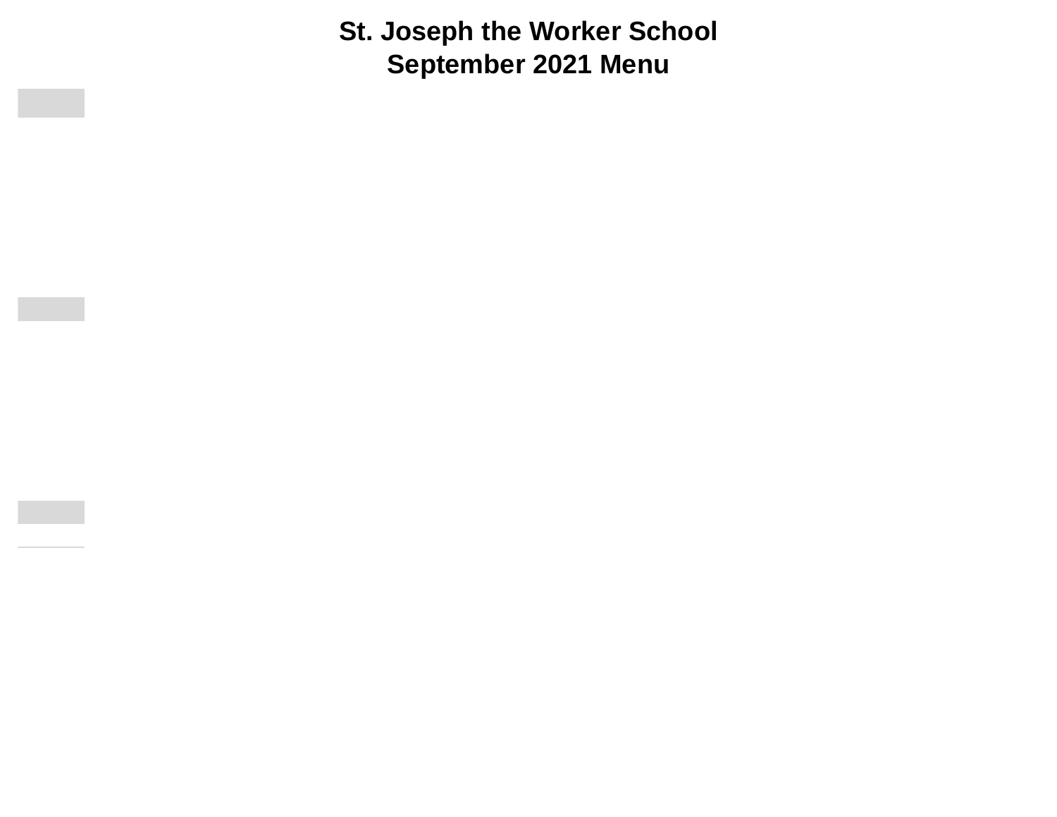# St. Joseph the Worker School
# September 2021 Menu